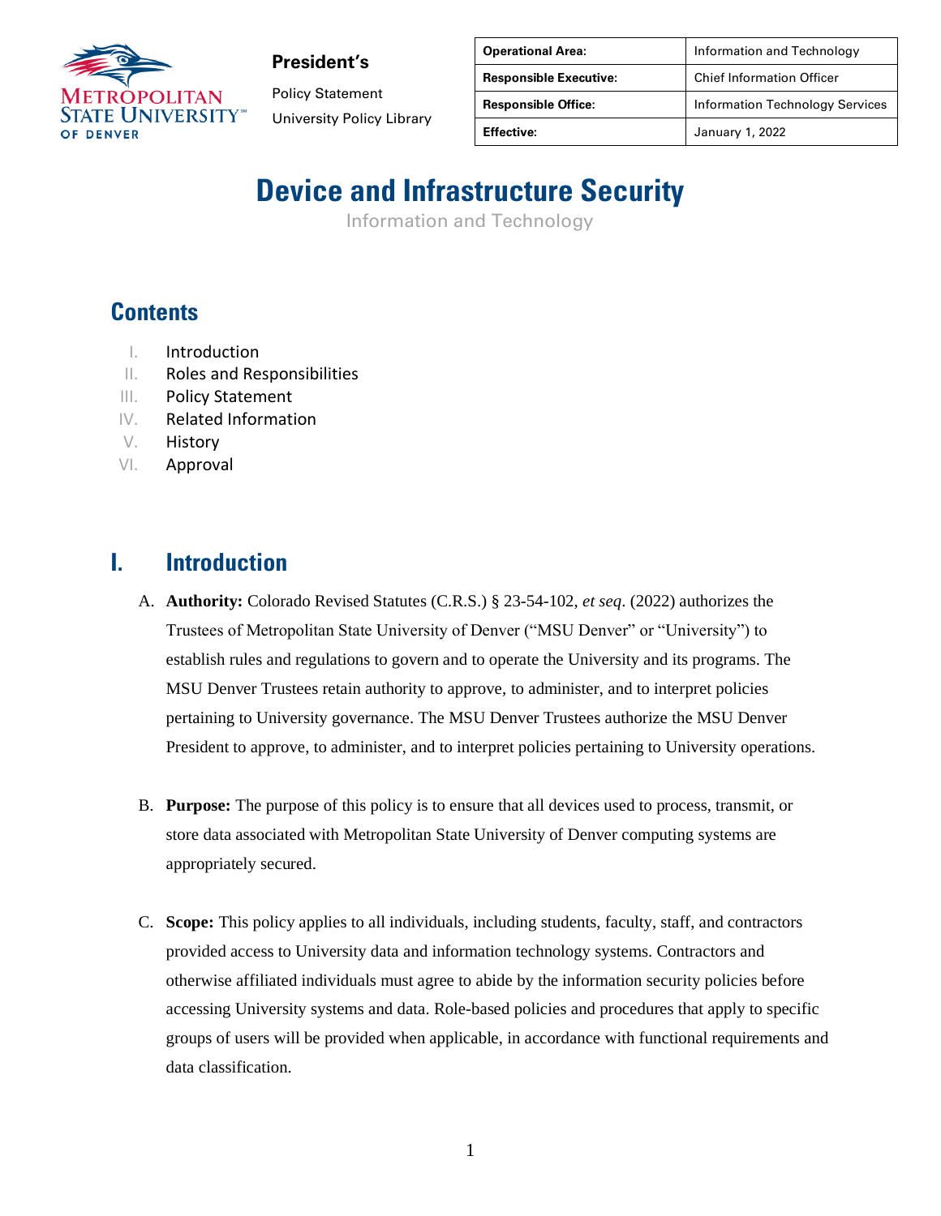**President's**

Policy Statement

University Policy Library

| Operational Area: | Information and Technology |
|---|---|
| Responsible Executive: | Chief Information Officer |
| Responsible Office: | Information Technology Services |
| Effective: | January 1, 2022 |

# Device and Infrastructure Security

Information and Technology

## Contents

I. Introduction
II. Roles and Responsibilities
III. Policy Statement
IV. Related Information
V. History
VI. Approval

## I. Introduction

A. **Authority:** Colorado Revised Statutes (C.R.S.) § 23-54-102, *et seq*. (2022) authorizes the Trustees of Metropolitan State University of Denver ("MSU Denver" or "University") to establish rules and regulations to govern and to operate the University and its programs. The MSU Denver Trustees retain authority to approve, to administer, and to interpret policies pertaining to University governance. The MSU Denver Trustees authorize the MSU Denver President to approve, to administer, and to interpret policies pertaining to University operations.

B. **Purpose:** The purpose of this policy is to ensure that all devices used to process, transmit, or store data associated with Metropolitan State University of Denver computing systems are appropriately secured.

C. **Scope:** This policy applies to all individuals, including students, faculty, staff, and contractors provided access to University data and information technology systems. Contractors and otherwise affiliated individuals must agree to abide by the information security policies before accessing University systems and data. Role-based policies and procedures that apply to specific groups of users will be provided when applicable, in accordance with functional requirements and data classification.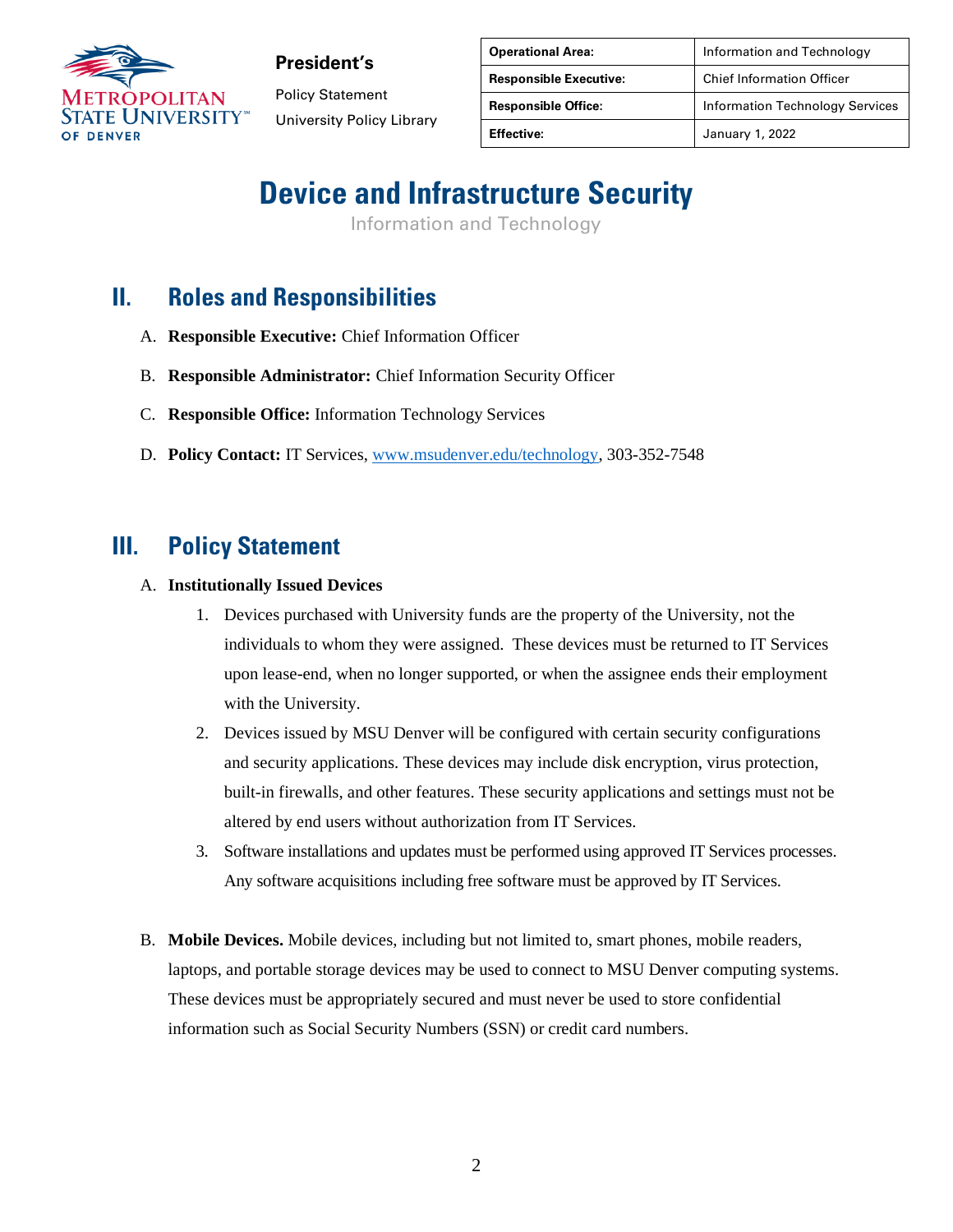## II. Roles and Responsibilities

A. **Responsible Executive:** Chief Information Officer

B. **Responsible Administrator:** Chief Information Security Officer

C. **Responsible Office:** Information Technology Services

D. **Policy Contact:** IT Services, www.msudenver.edu/technology, 303-352-7548

## III. Policy Statement

A. **Institutionally Issued Devices**

1. Devices purchased with University funds are the property of the University, not the individuals to whom they were assigned. These devices must be returned to IT Services upon lease-end, when no longer supported, or when the assignee ends their employment with the University.
2. Devices issued by MSU Denver will be configured with certain security configurations and security applications. These devices may include disk encryption, virus protection, built-in firewalls, and other features. These security applications and settings must not be altered by end users without authorization from IT Services.
3. Software installations and updates must be performed using approved IT Services processes. Any software acquisitions including free software must be approved by IT Services.

B. **Mobile Devices.** Mobile devices, including but not limited to, smart phones, mobile readers, laptops, and portable storage devices may be used to connect to MSU Denver computing systems. These devices must be appropriately secured and must never be used to store confidential information such as Social Security Numbers (SSN) or credit card numbers.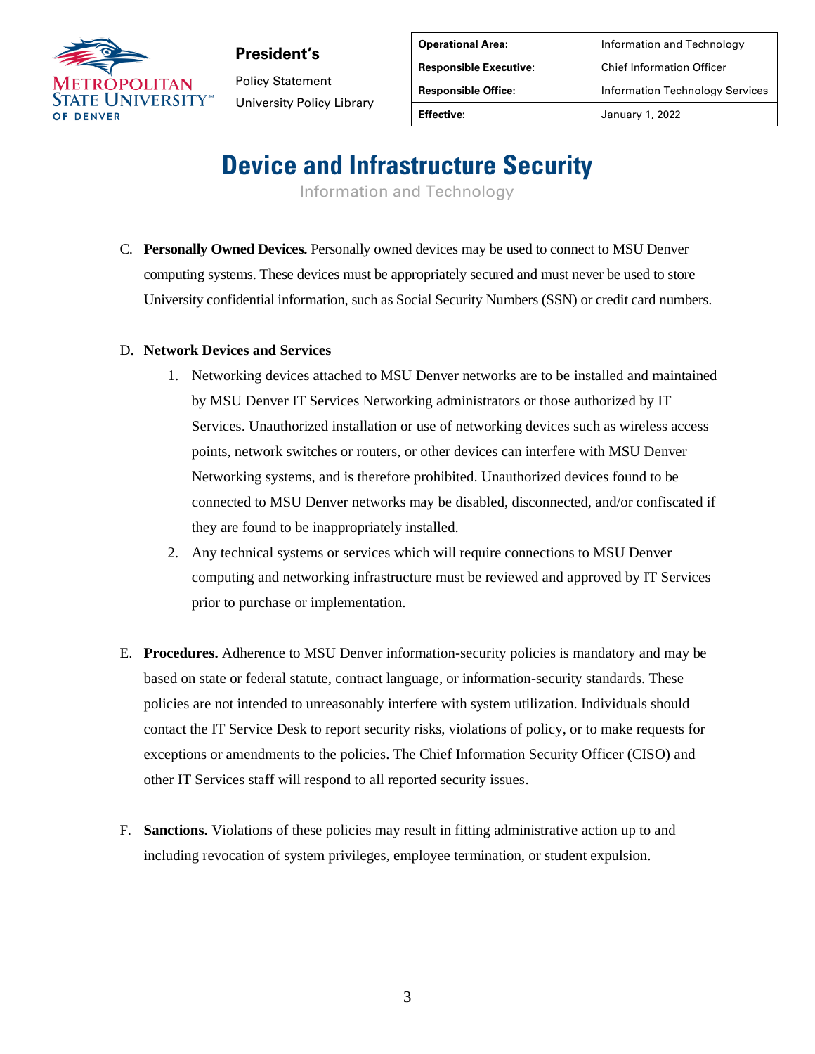C. **Personally Owned Devices.** Personally owned devices may be used to connect to MSU Denver computing systems. These devices must be appropriately secured and must never be used to store University confidential information, such as Social Security Numbers (SSN) or credit card numbers.

D. **Network Devices and Services**

1. Networking devices attached to MSU Denver networks are to be installed and maintained by MSU Denver IT Services Networking administrators or those authorized by IT Services. Unauthorized installation or use of networking devices such as wireless access points, network switches or routers, or other devices can interfere with MSU Denver Networking systems, and is therefore prohibited. Unauthorized devices found to be connected to MSU Denver networks may be disabled, disconnected, and/or confiscated if they are found to be inappropriately installed.
2. Any technical systems or services which will require connections to MSU Denver computing and networking infrastructure must be reviewed and approved by IT Services prior to purchase or implementation.

E. **Procedures.** Adherence to MSU Denver information-security policies is mandatory and may be based on state or federal statute, contract language, or information-security standards. These policies are not intended to unreasonably interfere with system utilization. Individuals should contact the IT Service Desk to report security risks, violations of policy, or to make requests for exceptions or amendments to the policies. The Chief Information Security Officer (CISO) and other IT Services staff will respond to all reported security issues.

F. **Sanctions.** Violations of these policies may result in fitting administrative action up to and including revocation of system privileges, employee termination, or student expulsion.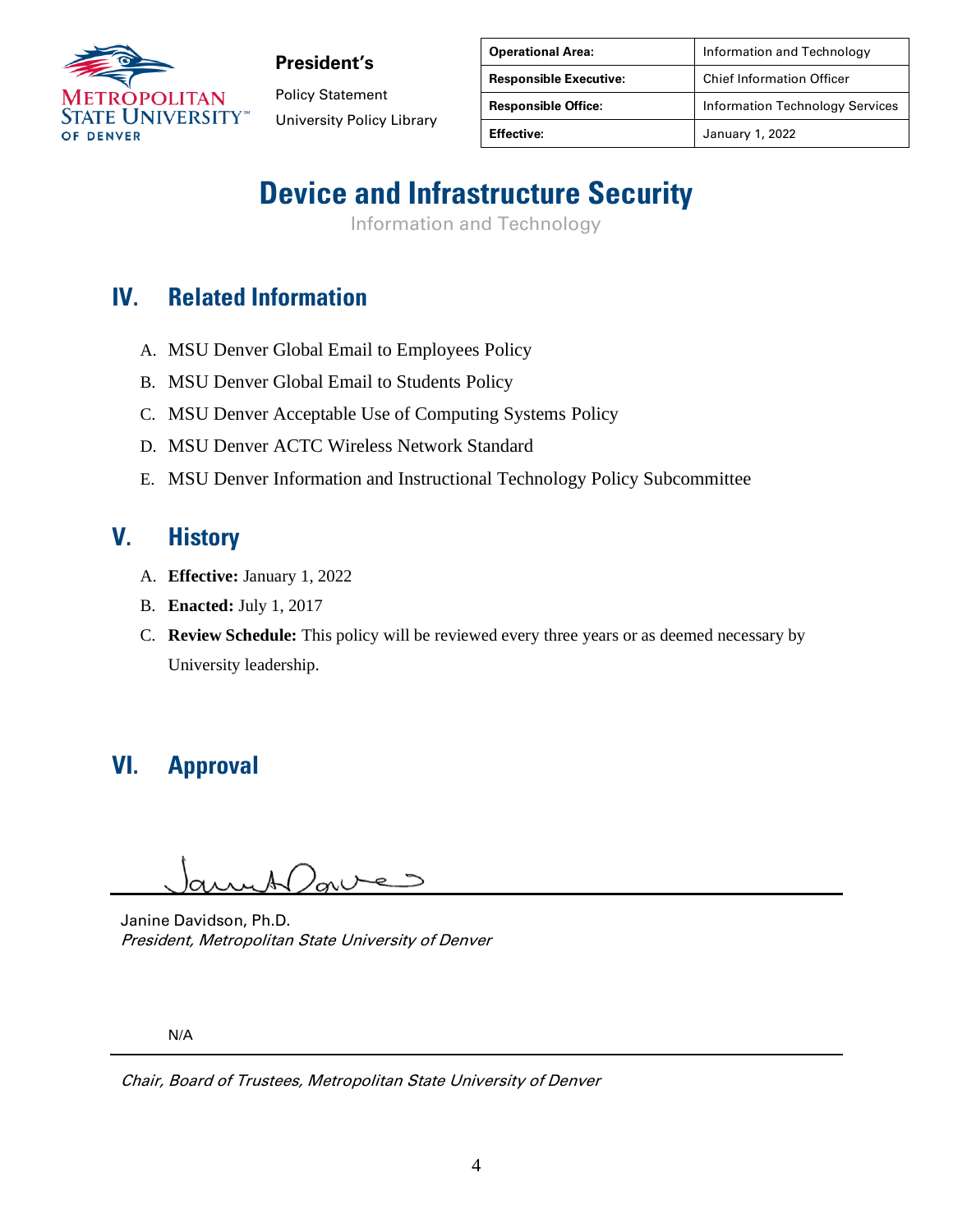**President's**

Policy Statement

University Policy Library

| | |
|---|---|
| **Operational Area:** | Information and Technology |
| **Responsible Executive:** | Chief Information Officer |
| **Responsible Office:** | Information Technology Services |
| **Effective:** | January 1, 2022 |

# Device and Infrastructure Security

Information and Technology

## IV. Related Information

A. MSU Denver Global Email to Employees Policy

B. MSU Denver Global Email to Students Policy

C. MSU Denver Acceptable Use of Computing Systems Policy

D. MSU Denver ACTC Wireless Network Standard

E. MSU Denver Information and Instructional Technology Policy Subcommittee

## V. History

A. **Effective:** January 1, 2022

B. **Enacted:** July 1, 2017

C. **Review Schedule:** This policy will be reviewed every three years or as deemed necessary by University leadership.

## VI. Approval

Janine Davidson, Ph.D.
*President, Metropolitan State University of Denver*

N/A

*Chair, Board of Trustees, Metropolitan State University of Denver*